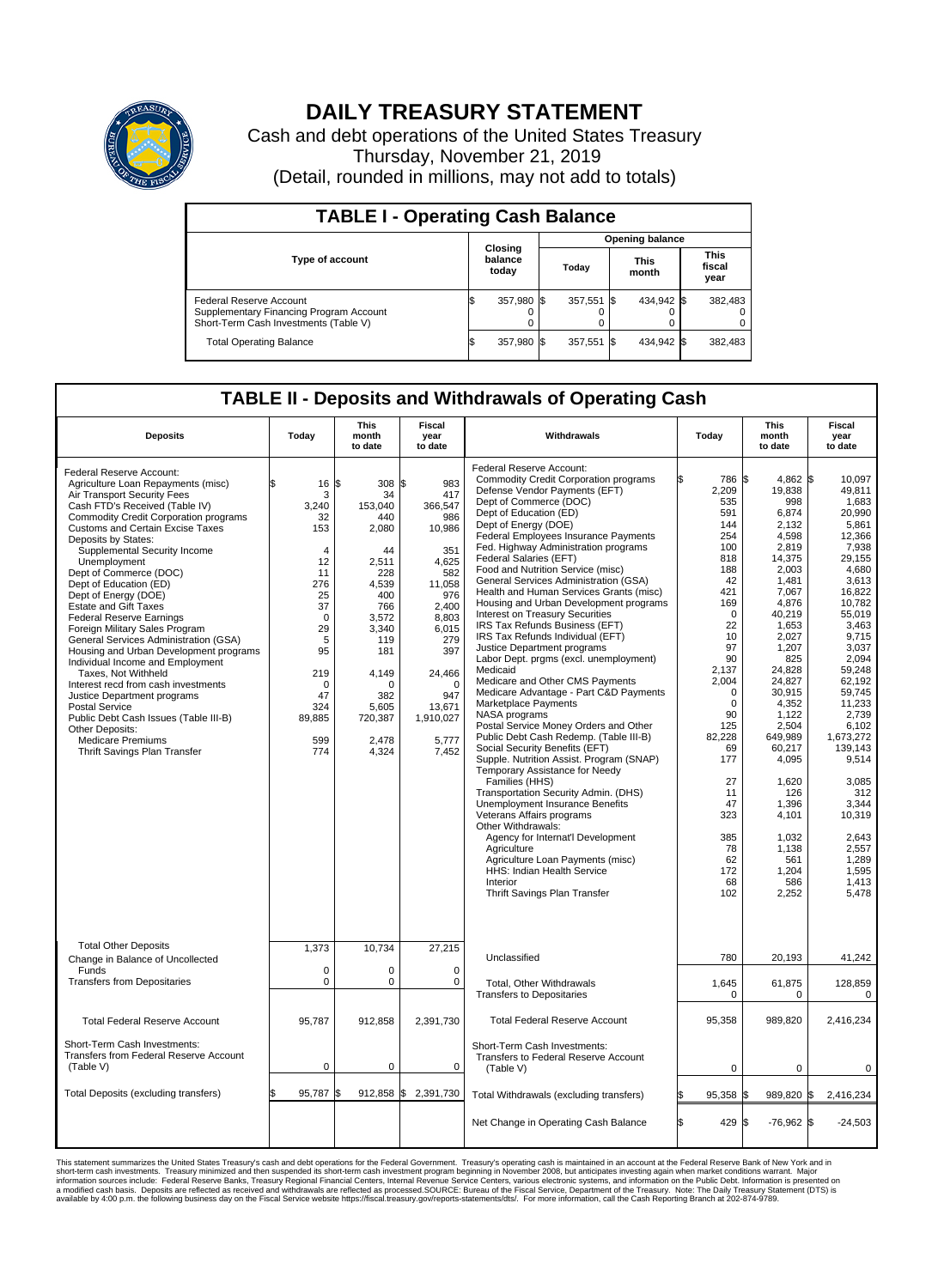# DAILY TREASURY STATEMENT

Cash and debt operations of the United States Treasury
Thursday, November 21, 2019
(Detail, rounded in millions, may not add to totals)

## TABLE I - Operating Cash Balance

| Type of account | Closing balance today | Opening balance Today | Opening balance This month | Opening balance This fiscal year |
|---|---|---|---|---|
| Federal Reserve Account | $ 357,980 | $ 357,551 | $ 434,942 | $ 382,483 |
| Supplementary Financing Program Account | 0 | 0 | 0 | 0 |
| Short-Term Cash Investments (Table V) | 0 | 0 | 0 | 0 |
| Total Operating Balance | $ 357,980 | $ 357,551 | $ 434,942 | $ 382,483 |

## TABLE II - Deposits and Withdrawals of Operating Cash

| Deposits | Today | This month to date | Fiscal year to date | Withdrawals | Today | This month to date | Fiscal year to date |
|---|---|---|---|---|---|---|---|
| Federal Reserve Account: | | | | Federal Reserve Account: | | | |
| Agriculture Loan Repayments (misc) | $ 16 | $ 308 | $ 983 | Commodity Credit Corporation programs | $ 786 | $ 4,862 | $ 10,097 |
| Air Transport Security Fees | 3 | 34 | 417 | Defense Vendor Payments (EFT) | 2,209 | 19,838 | 49,811 |
| Cash FTD's Received (Table IV) | 3,240 | 153,040 | 366,547 | Dept of Commerce (DOC) | 535 | 998 | 1,683 |
| Commodity Credit Corporation programs | 32 | 440 | 986 | Dept of Education (ED) | 591 | 6,874 | 20,990 |
| Customs and Certain Excise Taxes | 153 | 2,080 | 10,986 | Dept of Energy (DOE) | 144 | 2,132 | 5,861 |
| Deposits by States: | | | | Federal Employees Insurance Payments | 254 | 4,598 | 12,366 |
| Supplemental Security Income | 4 | 44 | 351 | Fed. Highway Administration programs | 100 | 2,819 | 7,938 |
| Unemployment | 12 | 2,511 | 4,625 | Federal Salaries (EFT) | 818 | 14,375 | 29,155 |
| Dept of Commerce (DOC) | 11 | 228 | 582 | Food and Nutrition Service (misc) | 188 | 2,003 | 4,680 |
| Dept of Education (ED) | 276 | 4,539 | 11,058 | General Services Administration (GSA) | 42 | 1,481 | 3,613 |
| Dept of Energy (DOE) | 25 | 400 | 976 | Health and Human Services Grants (misc) | 421 | 7,067 | 16,822 |
| Estate and Gift Taxes | 37 | 766 | 2,400 | Housing and Urban Development programs | 169 | 4,876 | 10,782 |
| Federal Reserve Earnings | 0 | 3,572 | 8,803 | Interest on Treasury Securities | 0 | 40,219 | 55,019 |
| Foreign Military Sales Program | 29 | 3,340 | 6,015 | IRS Tax Refunds Business (EFT) | 22 | 1,653 | 3,463 |
| General Services Administration (GSA) | 5 | 119 | 279 | IRS Tax Refunds Individual (EFT) | 10 | 2,027 | 9,715 |
| Housing and Urban Development programs | 95 | 181 | 397 | Justice Department programs | 97 | 1,207 | 3,037 |
| Individual Income and Employment Taxes, Not Withheld | 219 | 4,149 | 24,466 | Labor Dept. prgms (excl. unemployment) | 90 | 825 | 2,094 |
| Interest recd from cash investments | 0 | 0 | 0 | Medicaid | 2,137 | 24,828 | 59,248 |
| Justice Department programs | 47 | 382 | 947 | Medicare and Other CMS Payments | 2,004 | 24,827 | 62,192 |
| Postal Service | 324 | 5,605 | 13,671 | Medicare Advantage - Part C&D Payments | 0 | 30,915 | 59,745 |
| Public Debt Cash Issues (Table III-B) | 89,885 | 720,387 | 1,910,027 | Marketplace Payments | 0 | 4,352 | 11,233 |
| Other Deposits: | | | | NASA programs | 90 | 1,122 | 2,739 |
| Medicare Premiums | 599 | 2,478 | 5,777 | Postal Service Money Orders and Other | 125 | 2,504 | 6,102 |
| Thrift Savings Plan Transfer | 774 | 4,324 | 7,452 | Public Debt Cash Redemp. (Table III-B) | 82,228 | 649,989 | 1,673,272 |
| | | | | Social Security Benefits (EFT) | 69 | 60,217 | 139,143 |
| | | | | Supple. Nutrition Assist. Program (SNAP) | 177 | 4,095 | 9,514 |
| | | | | Temporary Assistance for Needy Families (HHS) | 27 | 1,620 | 3,085 |
| | | | | Transportation Security Admin. (DHS) | 11 | 126 | 312 |
| | | | | Unemployment Insurance Benefits | 47 | 1,396 | 3,344 |
| | | | | Veterans Affairs programs | 323 | 4,101 | 10,319 |
| | | | | Other Withdrawals: | | | |
| | | | | Agency for Internat'l Development | 385 | 1,032 | 2,643 |
| | | | | Agriculture | 78 | 1,138 | 2,557 |
| | | | | Agriculture Loan Payments (misc) | 62 | 561 | 1,289 |
| | | | | HHS: Indian Health Service | 172 | 1,204 | 1,595 |
| | | | | Interior | 68 | 586 | 1,413 |
| | | | | Thrift Savings Plan Transfer | 102 | 2,252 | 5,478 |
| Total Other Deposits | 1,373 | 10,734 | 27,215 | Unclassified | 780 | 20,193 | 41,242 |
| Change in Balance of Uncollected Funds | 0 | 0 | 0 | | | | |
| Transfers from Depositaries | 0 | 0 | 0 | Total, Other Withdrawals | 1,645 | 61,875 | 128,859 |
| | | | | Transfers to Depositaries | 0 | 0 | 0 |
| Total Federal Reserve Account | 95,787 | 912,858 | 2,391,730 | Total Federal Reserve Account | 95,358 | 989,820 | 2,416,234 |
| Short-Term Cash Investments: Transfers from Federal Reserve Account (Table V) | 0 | 0 | 0 | Short-Term Cash Investments: Transfers to Federal Reserve Account (Table V) | 0 | 0 | 0 |
| Total Deposits (excluding transfers) | $ 95,787 | $ 912,858 | $ 2,391,730 | Total Withdrawals (excluding transfers) | $ 95,358 | $ 989,820 | $ 2,416,234 |
| | | | | Net Change in Operating Cash Balance | $ 429 | $ -76,962 | $ -24,503 |

This statement summarizes the United States Treasury's cash and debt operations for the Federal Government. Treasury's operating cash is maintained in an account at the Federal Reserve Bank of New York and in short-term cash investments. Treasury minimized and then suspended its short-term cash investment program beginning in November 2008, but anticipates investing again when market conditions warrant. Major information sources include: Federal Reserve Banks, Treasury Regional Financial Centers, Internal Revenue Service Centers, various electronic systems, and information on the Public Debt. Information is presented on a modified cash basis. Deposits are reflected as received and withdrawals are reflected as processed.SOURCE: Bureau of the Fiscal Service, Department of the Treasury. Note: The Daily Treasury Statement (DTS) is available by 4:00 p.m. the following business day on the Fiscal Service website https://fiscal.treasury.gov/reports-statements/dts/. For more information, call the Cash Reporting Branch at 202-874-9789.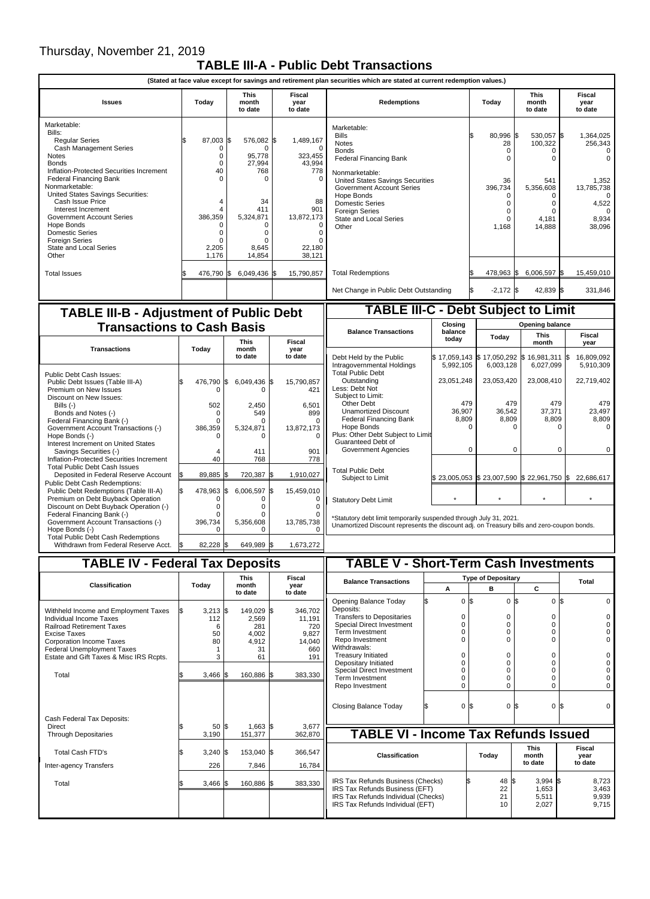Thursday, November 21, 2019

# TABLE III-A - Public Debt Transactions

(Stated at face value except for savings and retirement plan securities which are stated at current redemption values.)

| Issues | Today | This month to date | Fiscal year to date |
|---|---|---|---|
| Marketable: | | | |
| Bills: | | | |
| Regular Series | $ 87,003 | $ 576,082 | $ 1,489,167 |
| Cash Management Series | 0 | 0 | 0 |
| Notes | 0 | 95,778 | 323,455 |
| Bonds | 0 | 27,994 | 43,994 |
| Inflation-Protected Securities Increment | 40 | 768 | 778 |
| Federal Financing Bank | 0 | 0 | 0 |
| Nonmarketable: | | | |
| United States Savings Securities: | | | |
| Cash Issue Price | 4 | 34 | 88 |
| Interest Increment | 4 | 411 | 901 |
| Government Account Series | 386,359 | 5,324,871 | 13,872,173 |
| Hope Bonds | 0 | 0 | 0 |
| Domestic Series | 0 | 0 | 0 |
| Foreign Series | 0 | 0 | 0 |
| State and Local Series | 2,205 | 8,645 | 22,180 |
| Other | 1,176 | 14,854 | 38,121 |
| Total Issues | $ 476,790 | $ 6,049,436 | $ 15,790,857 |

| Redemptions | Today | This month to date | Fiscal year to date |
|---|---|---|---|
| Marketable: | | | |
| Bills | $ 80,996 | $ 530,057 | $ 1,364,025 |
| Notes | 28 | 100,322 | 256,343 |
| Bonds | 0 | 0 | 0 |
| Federal Financing Bank | 0 | 0 | 0 |
| Nonmarketable: | | | |
| United States Savings Securities | 36 | 541 | 1,352 |
| Government Account Series | 396,734 | 5,356,608 | 13,785,738 |
| Hope Bonds | 0 | 0 | 0 |
| Domestic Series | 0 | 0 | 4,522 |
| Foreign Series | 0 | 0 | 0 |
| State and Local Series | 0 | 4,181 | 8,934 |
| Other | 1,168 | 14,888 | 38,096 |
| Total Redemptions | $ 478,963 | $ 6,006,597 | $ 15,459,010 |
| Net Change in Public Debt Outstanding | $ -2,172 | $ 42,839 | $ 331,846 |

# TABLE III-B - Adjustment of Public Debt Transactions to Cash Basis

| Transactions | Today | This month to date | Fiscal year to date |
|---|---|---|---|
| Public Debt Cash Issues: | | | |
| Public Debt Issues (Table III-A) | $ 476,790 | $ 6,049,436 | $ 15,790,857 |
| Premium on New Issues | 0 | 0 | 421 |
| Discount on New Issues: | | | |
| Bills (-) | 502 | 2,450 | 6,501 |
| Bonds and Notes (-) | 0 | 549 | 899 |
| Federal Financing Bank (-) | 0 | 0 | 0 |
| Government Account Transactions (-) | 386,359 | 5,324,871 | 13,872,173 |
| Hope Bonds (-) | 0 | 0 | 0 |
| Interest Increment on United States Savings Securities (-) | 4 | 411 | 901 |
| Inflation-Protected Securities Increment | 40 | 768 | 778 |
| Total Public Debt Cash Issues Deposited in Federal Reserve Account | $ 89,885 | $ 720,387 | $ 1,910,027 |
| Public Debt Cash Redemptions: | | | |
| Public Debt Redemptions (Table III-A) | $ 478,963 | $ 6,006,597 | $ 15,459,010 |
| Premium on Debt Buyback Operation | 0 | 0 | 0 |
| Discount on Debt Buyback Operation (-) | 0 | 0 | 0 |
| Federal Financing Bank (-) | 0 | 0 | 0 |
| Government Account Transactions (-) | 396,734 | 5,356,608 | 13,785,738 |
| Hope Bonds (-) | 0 | 0 | 0 |
| Total Public Debt Cash Redemptions Withdrawn from Federal Reserve Acct. | $ 82,228 | $ 649,989 | $ 1,673,272 |

# TABLE III-C - Debt Subject to Limit

| Balance Transactions | Closing balance today | Opening balance Today | Opening balance This month | Opening balance Fiscal year |
|---|---|---|---|---|
| Debt Held by the Public | $ 17,059,143 | $ 17,050,292 | $ 16,981,311 | $ 16,809,092 |
| Intragovernmental Holdings | 5,992,105 | 6,003,128 | 6,027,099 | 5,910,309 |
| Total Public Debt Outstanding | 23,051,248 | 23,053,420 | 23,008,410 | 22,719,402 |
| Less: Debt Not Subject to Limit: | | | | |
| Other Debt | 479 | 479 | 479 | 479 |
| Unamortized Discount | 36,907 | 36,542 | 37,371 | 23,497 |
| Federal Financing Bank | 8,809 | 8,809 | 8,809 | 8,809 |
| Hope Bonds | 0 | 0 | 0 | 0 |
| Plus: Other Debt Subject to Limit | | | | |
| Guaranteed Debt of Government Agencies | 0 | 0 | 0 | 0 |
| Total Public Debt Subject to Limit | $ 23,005,053 | $ 23,007,590 | $ 22,961,750 | $ 22,686,617 |
| Statutory Debt Limit | * | * | * | * |

*Statutory debt limit temporarily suspended through July 31, 2021.
Unamortized Discount represents the discount adj. on Treasury bills and zero-coupon bonds.

# TABLE IV - Federal Tax Deposits

| Classification | Today | This month to date | Fiscal year to date |
|---|---|---|---|
| Withheld Income and Employment Taxes | $ 3,213 | $ 149,029 | $ 346,702 |
| Individual Income Taxes | 112 | 2,569 | 11,191 |
| Railroad Retirement Taxes | 6 | 281 | 720 |
| Excise Taxes | 50 | 4,002 | 9,827 |
| Corporation Income Taxes | 80 | 4,912 | 14,040 |
| Federal Unemployment Taxes | 1 | 31 | 660 |
| Estate and Gift Taxes & Misc IRS Rcpts. | 3 | 61 | 191 |
| Total | $ 3,466 | $ 160,886 | $ 383,330 |
| Cash Federal Tax Deposits: | | | |
| Direct | $ 50 | $ 1,663 | $ 3,677 |
| Through Depositaries | 3,190 | 151,377 | 362,870 |
| Total Cash FTD's | $ 3,240 | $ 153,040 | $ 366,547 |
| Inter-agency Transfers | 226 | 7,846 | 16,784 |
| Total | $ 3,466 | $ 160,886 | $ 383,330 |

# TABLE V - Short-Term Cash Investments

| Balance Transactions | Type of Depositary A | Type of Depositary B | Type of Depositary C | Total |
|---|---|---|---|---|
| Opening Balance Today | $ 0 | $ 0 | $ 0 | $ 0 |
| Deposits: | | | | |
| Transfers to Depositaries | 0 | 0 | 0 | 0 |
| Special Direct Investment | 0 | 0 | 0 | 0 |
| Term Investment | 0 | 0 | 0 | 0 |
| Repo Investment | 0 | 0 | 0 | 0 |
| Withdrawals: | | | | |
| Treasury Initiated | 0 | 0 | 0 | 0 |
| Depositary Initiated | 0 | 0 | 0 | 0 |
| Special Direct Investment | 0 | 0 | 0 | 0 |
| Term Investment | 0 | 0 | 0 | 0 |
| Repo Investment | 0 | 0 | 0 | 0 |
| Closing Balance Today | $ 0 | $ 0 | $ 0 | $ 0 |

# TABLE VI - Income Tax Refunds Issued

| Classification | Today | This month to date | Fiscal year to date |
|---|---|---|---|
| IRS Tax Refunds Business (Checks) | $ 48 | $ 3,994 | $ 8,723 |
| IRS Tax Refunds Business (EFT) | 22 | 1,653 | 3,463 |
| IRS Tax Refunds Individual (Checks) | 21 | 5,511 | 9,939 |
| IRS Tax Refunds Individual (EFT) | 10 | 2,027 | 9,715 |